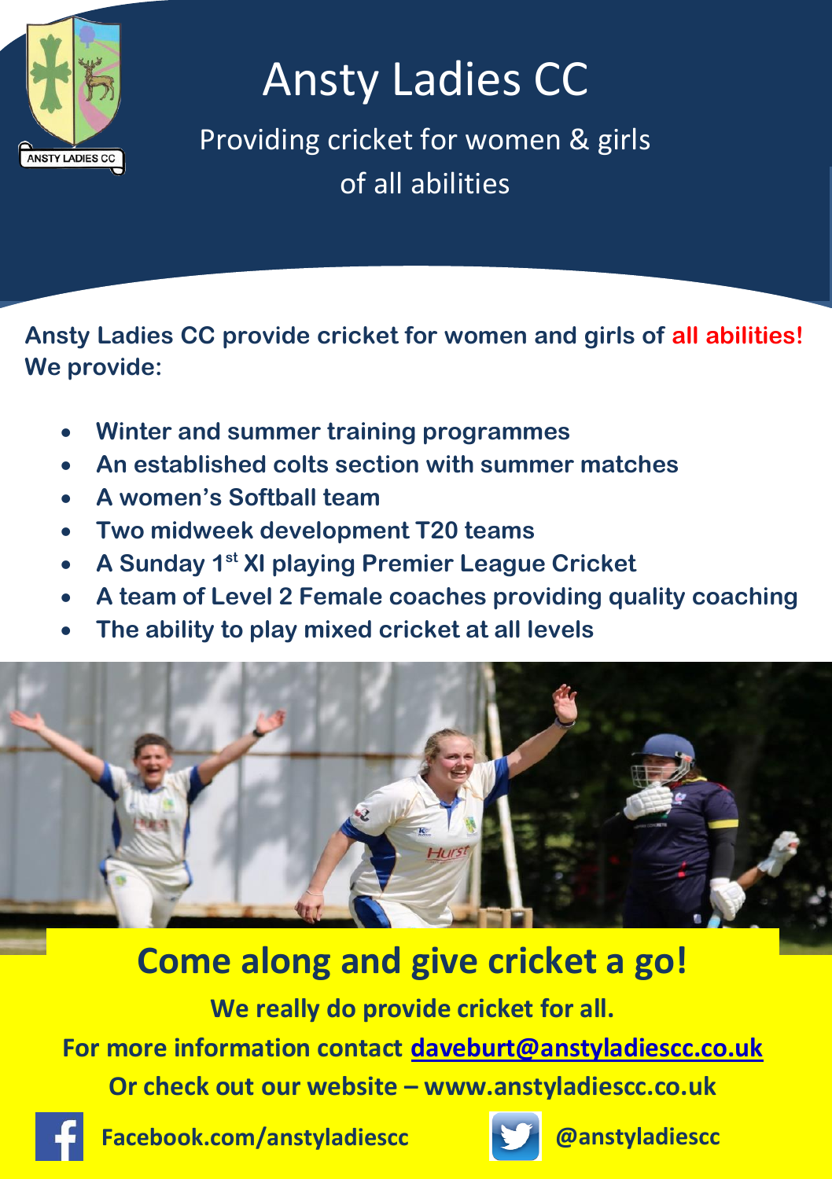# Ansty Ladies CC

Providing cricket for women & girls of all abilities

**Ansty Ladies CC provide cricket for women and girls of all abilities! We provide:**

- **Winter and summer training programmes**
- **An established colts section with summer matches**
- **A women's Softball team**
- **Two midweek development T20 teams**
- **A Sunday 1st XI playing Premier League Cricket**
- **A team of Level 2 Female coaches providing quality coaching**
- **The ability to play mixed cricket at all levels**

## Come along and give cricket a go!

**We really do provide cricket for all.**

**For more information contact daveburt@anstyladiescc.co.uk**

**Or check out our website – www.anstyladiescc.co.uk**

**Facebook.com/anstyladiescc**

**@anstyladiescc**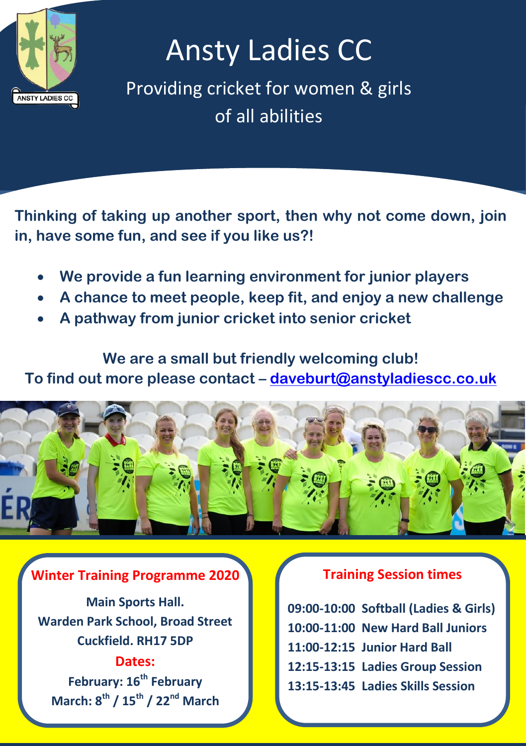# Ansty Ladies CC

Providing cricket for women & girls of all abilities

**Thinking of taking up another sport, then why not come down, join in, have some fun, and see if you like us?!**

- **We provide a fun learning environment for junior players**
- **A chance to meet people, keep fit, and enjoy a new challenge**
- **A pathway from junior cricket into senior cricket**

**We are a small but friendly welcoming club!**
**To find out more please contact – daveburt@anstyladiescc.co.uk**

## Winter Training Programme 2020

**Main Sports Hall.**
**Warden Park School, Broad Street**
**Cuckfield. RH17 5DP**

**Dates:**
**February: 16th February**
**March: 8th / 15th / 22nd March**

## Training Session times

**09:00-10:00 Softball (Ladies & Girls)**
**10:00-11:00 New Hard Ball Juniors**
**11:00-12:15 Junior Hard Ball**
**12:15-13:15 Ladies Group Session**
**13:15-13:45 Ladies Skills Session**